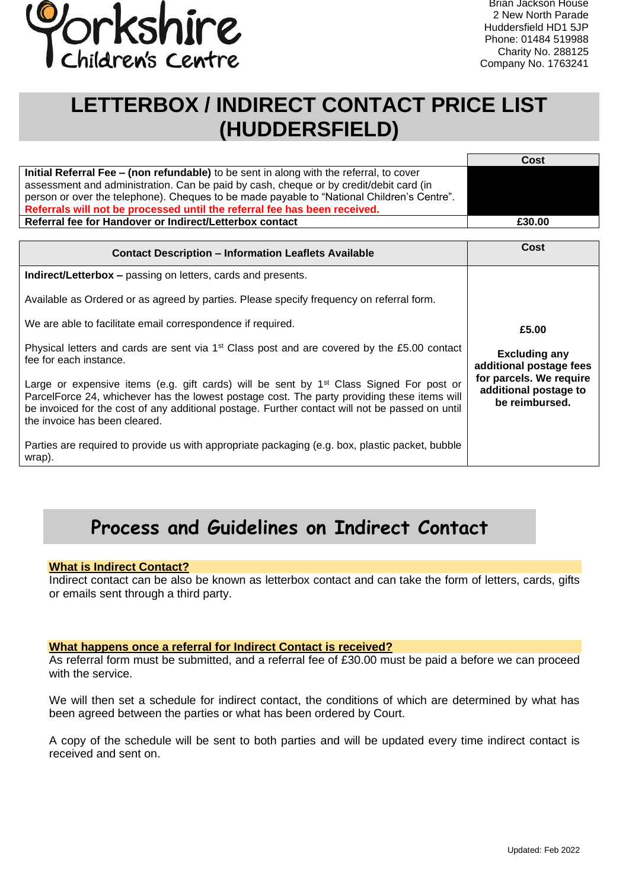Yorkshire Children's Centre

Brian Jackson House
2 New North Parade
Huddersfield HD1 5JP
Phone: 01484 519988
Charity No. 288125
Company No. 1763241

# LETTERBOX / INDIRECT CONTACT PRICE LIST (HUDDERSFIELD)

| | Cost |
|---|---|
| **Initial Referral Fee – (non refundable)** to be sent in along with the referral, to cover assessment and administration. Can be paid by cash, cheque or by credit/debit card (in person or over the telephone). Cheques to be made payable to "National Children's Centre". **Referrals will not be processed until the referral fee has been received.** | |
| **Referral fee for Handover or Indirect/Letterbox contact** | **£30.00** |

| Contact Description – Information Leaflets Available | Cost |
|---|---|
| **Indirect/Letterbox –** passing on letters, cards and presents.<br><br>Available as Ordered or as agreed by parties. Please specify frequency on referral form.<br><br>We are able to facilitate email correspondence if required.<br><br>Physical letters and cards are sent via 1st Class post and are covered by the £5.00 contact fee for each instance.<br><br>Large or expensive items (e.g. gift cards) will be sent by 1st Class Signed For post or ParcelForce 24, whichever has the lowest postage cost. The party providing these items will be invoiced for the cost of any additional postage. Further contact will not be passed on until the invoice has been cleared.<br><br>Parties are required to provide us with appropriate packaging (e.g. box, plastic packet, bubble wrap). | **£5.00**<br><br>**Excluding any additional postage fees for parcels. We require additional postage to be reimbursed.** |

## Process and Guidelines on Indirect Contact

**What is Indirect Contact?**

Indirect contact can be also be known as letterbox contact and can take the form of letters, cards, gifts or emails sent through a third party.

**What happens once a referral for Indirect Contact is received?**

As referral form must be submitted, and a referral fee of £30.00 must be paid a before we can proceed with the service.

We will then set a schedule for indirect contact, the conditions of which are determined by what has been agreed between the parties or what has been ordered by Court.

A copy of the schedule will be sent to both parties and will be updated every time indirect contact is received and sent on.

Updated: Feb 2022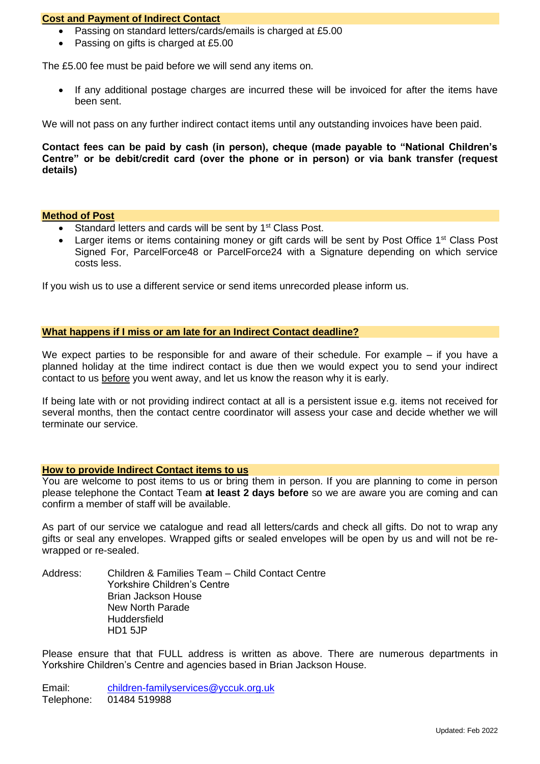## Cost and Payment of Indirect Contact

- Passing on standard letters/cards/emails is charged at £5.00
- Passing on gifts is charged at £5.00

The £5.00 fee must be paid before we will send any items on.

- If any additional postage charges are incurred these will be invoiced for after the items have been sent.

We will not pass on any further indirect contact items until any outstanding invoices have been paid.

**Contact fees can be paid by cash (in person), cheque (made payable to "National Children's Centre" or be debit/credit card (over the phone or in person) or via bank transfer (request details)**

## Method of Post

- Standard letters and cards will be sent by 1st Class Post.
- Larger items or items containing money or gift cards will be sent by Post Office 1st Class Post Signed For, ParcelForce48 or ParcelForce24 with a Signature depending on which service costs less.

If you wish us to use a different service or send items unrecorded please inform us.

## What happens if I miss or am late for an Indirect Contact deadline?

We expect parties to be responsible for and aware of their schedule. For example – if you have a planned holiday at the time indirect contact is due then we would expect you to send your indirect contact to us before you went away, and let us know the reason why it is early.

If being late with or not providing indirect contact at all is a persistent issue e.g. items not received for several months, then the contact centre coordinator will assess your case and decide whether we will terminate our service.

## How to provide Indirect Contact items to us

You are welcome to post items to us or bring them in person. If you are planning to come in person please telephone the Contact Team **at least 2 days before** so we are aware you are coming and can confirm a member of staff will be available.

As part of our service we catalogue and read all letters/cards and check all gifts. Do not to wrap any gifts or seal any envelopes. Wrapped gifts or sealed envelopes will be open by us and will not be re-wrapped or re-sealed.

Address:
Children & Families Team – Child Contact Centre
Yorkshire Children's Centre
Brian Jackson House
New North Parade
Huddersfield
HD1 5JP

Please ensure that that FULL address is written as above. There are numerous departments in Yorkshire Children's Centre and agencies based in Brian Jackson House.

Email: children-familyservices@yccuk.org.uk
Telephone: 01484 519988

Updated: Feb 2022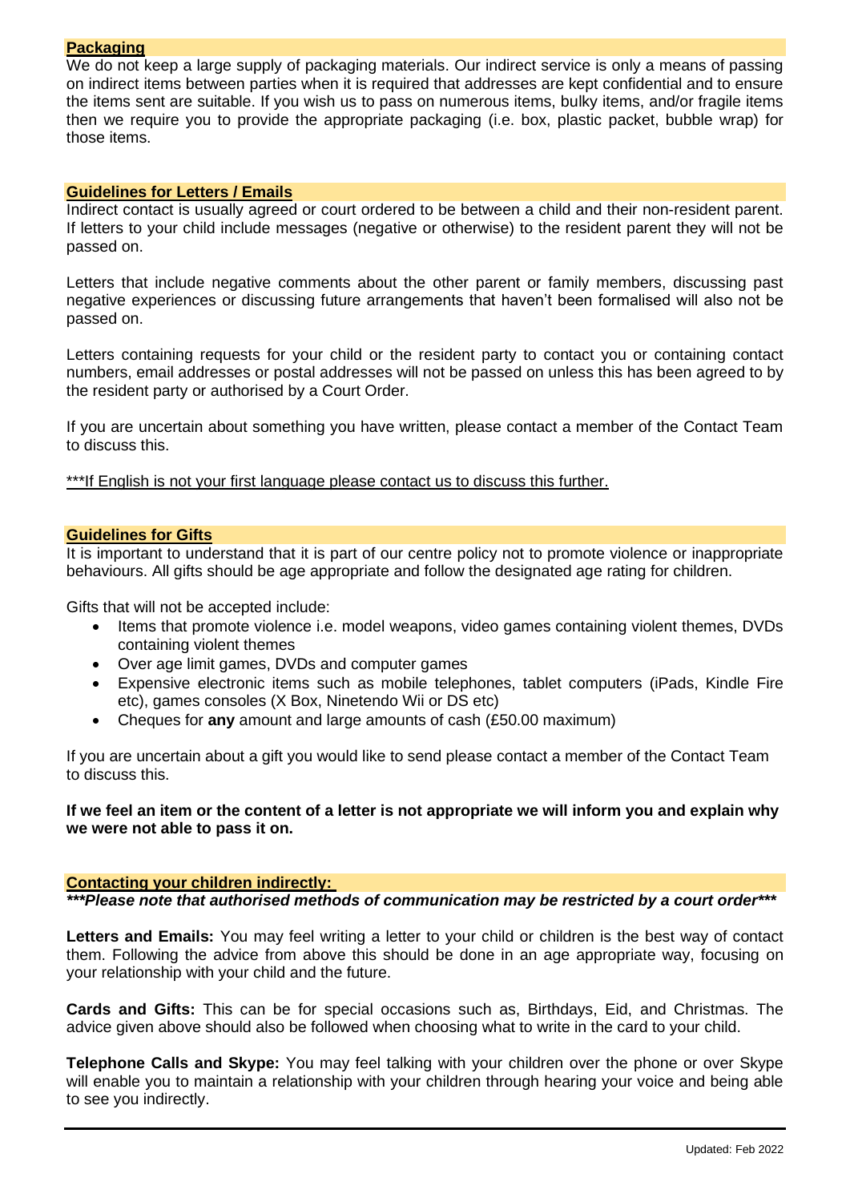## Packaging

We do not keep a large supply of packaging materials. Our indirect service is only a means of passing on indirect items between parties when it is required that addresses are kept confidential and to ensure the items sent are suitable. If you wish us to pass on numerous items, bulky items, and/or fragile items then we require you to provide the appropriate packaging (i.e. box, plastic packet, bubble wrap) for those items.

## Guidelines for Letters / Emails

Indirect contact is usually agreed or court ordered to be between a child and their non-resident parent. If letters to your child include messages (negative or otherwise) to the resident parent they will not be passed on.

Letters that include negative comments about the other parent or family members, discussing past negative experiences or discussing future arrangements that haven't been formalised will also not be passed on.

Letters containing requests for your child or the resident party to contact you or containing contact numbers, email addresses or postal addresses will not be passed on unless this has been agreed to by the resident party or authorised by a Court Order.

If you are uncertain about something you have written, please contact a member of the Contact Team to discuss this.

***If English is not your first language please contact us to discuss this further.

## Guidelines for Gifts

It is important to understand that it is part of our centre policy not to promote violence or inappropriate behaviours. All gifts should be age appropriate and follow the designated age rating for children.

Gifts that will not be accepted include:

- Items that promote violence i.e. model weapons, video games containing violent themes, DVDs containing violent themes
- Over age limit games, DVDs and computer games
- Expensive electronic items such as mobile telephones, tablet computers (iPads, Kindle Fire etc), games consoles (X Box, Ninetendo Wii or DS etc)
- Cheques for **any** amount and large amounts of cash (£50.00 maximum)

If you are uncertain about a gift you would like to send please contact a member of the Contact Team to discuss this.

**If we feel an item or the content of a letter is not appropriate we will inform you and explain why we were not able to pass it on.**

## Contacting your children indirectly:

***\*\*\*Please note that authorised methods of communication may be restricted by a court order\*\*\****

**Letters and Emails:** You may feel writing a letter to your child or children is the best way of contact them. Following the advice from above this should be done in an age appropriate way, focusing on your relationship with your child and the future.

**Cards and Gifts:** This can be for special occasions such as, Birthdays, Eid, and Christmas. The advice given above should also be followed when choosing what to write in the card to your child.

**Telephone Calls and Skype:** You may feel talking with your children over the phone or over Skype will enable you to maintain a relationship with your children through hearing your voice and being able to see you indirectly.

Updated: Feb 2022